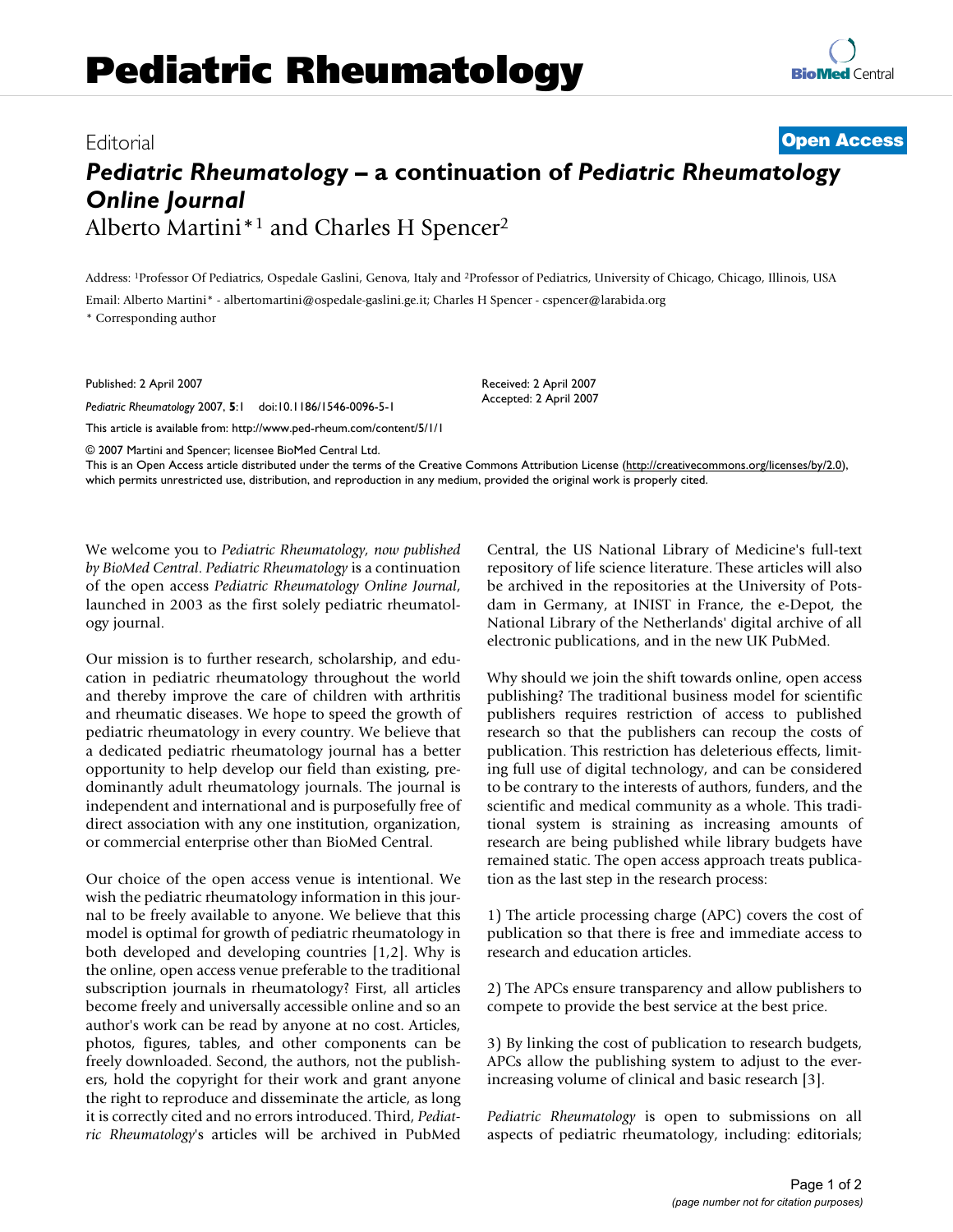Editorial

**Open Access**

# *Pediatric Rheumatology* – a continuation of *Pediatric Rheumatology Online Journal*

Alberto Martini*[1] and Charles H Spencer[2]

Address: [1]Professor Of Pediatrics, Ospedale Gaslini, Genova, Italy and [2]Professor of Pediatrics, University of Chicago, Chicago, Illinois, USA

Email: Alberto Martini* - albertomartini@ospedale-gaslini.ge.it; Charles H Spencer - cspencer@larabida.org

* Corresponding author

Published: 2 April 2007

*Pediatric Rheumatology* 2007, **5**:1 doi:10.1186/1546-0096-5-1

Received: 2 April 2007
Accepted: 2 April 2007

This article is available from: http://www.ped-rheum.com/content/5/1/1

© 2007 Martini and Spencer; licensee BioMed Central Ltd.
This is an Open Access article distributed under the terms of the Creative Commons Attribution License (http://creativecommons.org/licenses/by/2.0), which permits unrestricted use, distribution, and reproduction in any medium, provided the original work is properly cited.

We welcome you to *Pediatric Rheumatology, now published by BioMed Central*. *Pediatric Rheumatology* is a continuation of the open access *Pediatric Rheumatology Online Journal*, launched in 2003 as the first solely pediatric rheumatology journal.

Our mission is to further research, scholarship, and education in pediatric rheumatology throughout the world and thereby improve the care of children with arthritis and rheumatic diseases. We hope to speed the growth of pediatric rheumatology in every country. We believe that a dedicated pediatric rheumatology journal has a better opportunity to help develop our field than existing, predominantly adult rheumatology journals. The journal is independent and international and is purposefully free of direct association with any one institution, organization, or commercial enterprise other than BioMed Central.

Our choice of the open access venue is intentional. We wish the pediatric rheumatology information in this journal to be freely available to anyone. We believe that this model is optimal for growth of pediatric rheumatology in both developed and developing countries [1,2]. Why is the online, open access venue preferable to the traditional subscription journals in rheumatology? First, all articles become freely and universally accessible online and so an author's work can be read by anyone at no cost. Articles, photos, figures, tables, and other components can be freely downloaded. Second, the authors, not the publishers, hold the copyright for their work and grant anyone the right to reproduce and disseminate the article, as long it is correctly cited and no errors introduced. Third, *Pediatric Rheumatology*'s articles will be archived in PubMed Central, the US National Library of Medicine's full-text repository of life science literature. These articles will also be archived in the repositories at the University of Potsdam in Germany, at INIST in France, the e-Depot, the National Library of the Netherlands' digital archive of all electronic publications, and in the new UK PubMed.

Why should we join the shift towards online, open access publishing? The traditional business model for scientific publishers requires restriction of access to published research so that the publishers can recoup the costs of publication. This restriction has deleterious effects, limiting full use of digital technology, and can be considered to be contrary to the interests of authors, funders, and the scientific and medical community as a whole. This traditional system is straining as increasing amounts of research are being published while library budgets have remained static. The open access approach treats publication as the last step in the research process:

1) The article processing charge (APC) covers the cost of publication so that there is free and immediate access to research and education articles.

2) The APCs ensure transparency and allow publishers to compete to provide the best service at the best price.

3) By linking the cost of publication to research budgets, APCs allow the publishing system to adjust to the ever-increasing volume of clinical and basic research [3].

*Pediatric Rheumatology* is open to submissions on all aspects of pediatric rheumatology, including: editorials;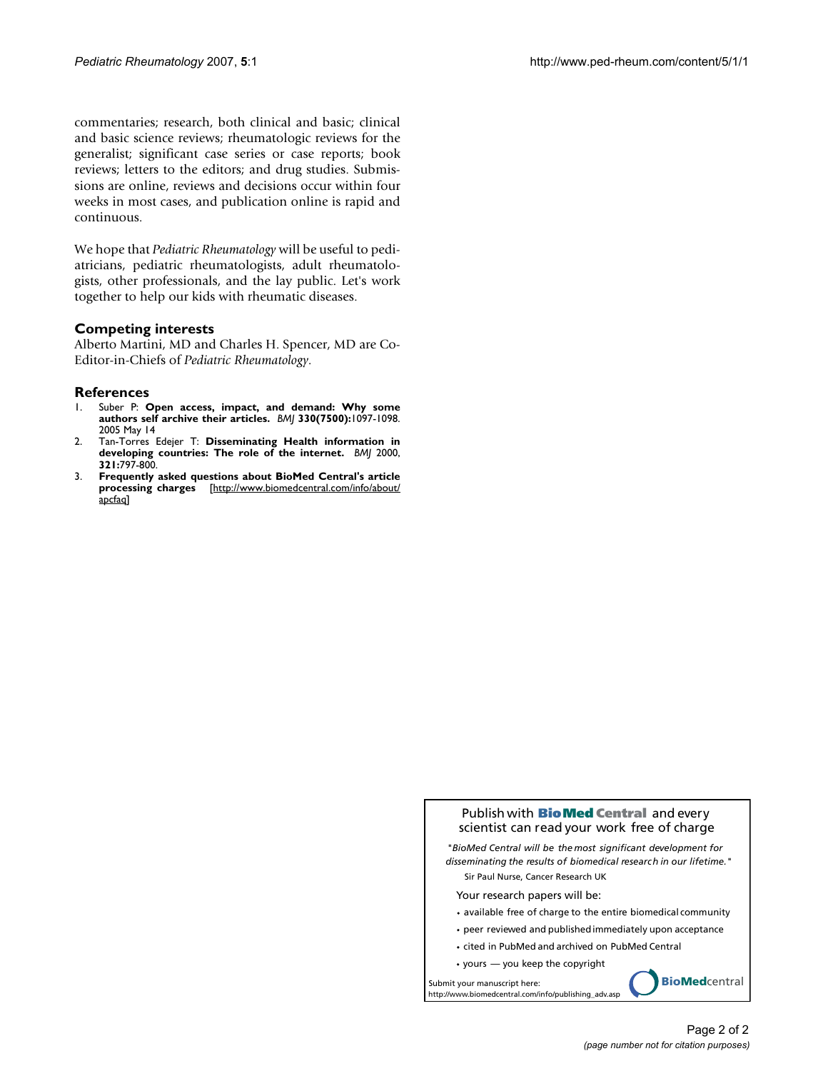commentaries; research, both clinical and basic; clinical and basic science reviews; rheumatologic reviews for the generalist; significant case series or case reports; book reviews; letters to the editors; and drug studies. Submissions are online, reviews and decisions occur within four weeks in most cases, and publication online is rapid and continuous.

We hope that *Pediatric Rheumatology* will be useful to pediatricians, pediatric rheumatologists, adult rheumatologists, other professionals, and the lay public. Let's work together to help our kids with rheumatic diseases.

## Competing interests

Alberto Martini, MD and Charles H. Spencer, MD are Co-Editor-in-Chiefs of *Pediatric Rheumatology*.

## References

1. Suber P: **Open access, impact, and demand: Why some authors self archive their articles.** *BMJ* **330(7500):**1097-1098. 2005 May 14
2. Tan-Torres Edejer T: **Disseminating Health information in developing countries: The role of the internet.** *BMJ* 2000, **321:**797-800.
3. **Frequently asked questions about BioMed Central's article processing charges** [http://www.biomedcentral.com/info/about/apcfaq]

Publish with **BioMed Central** and every scientist can read your work free of charge

*"BioMed Central will be the most significant development for disseminating the results of biomedical research in our lifetime."*

Sir Paul Nurse, Cancer Research UK

Your research papers will be:

- available free of charge to the entire biomedical community
- peer reviewed and published immediately upon acceptance
- cited in PubMed and archived on PubMed Central
- yours — you keep the copyright

Submit your manuscript here:
http://www.biomedcentral.com/info/publishing_adv.asp

**BioMed**central